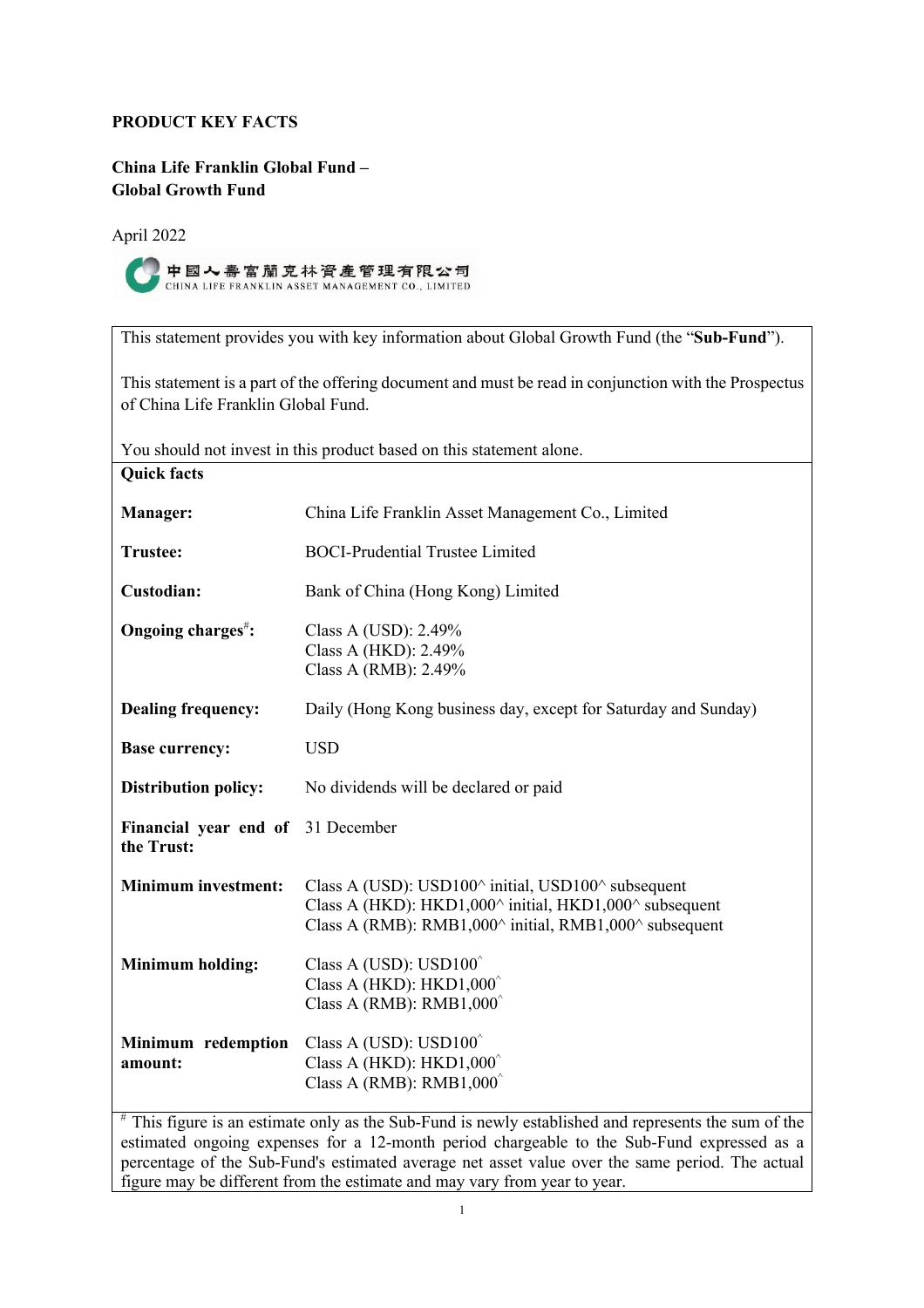**PRODUCT KEY FACTS**

**China Life Franklin Global Fund –**
**Global Growth Fund**

April 2022

中國人壽富蘭克林資產管理有限公司
CHINA LIFE FRANKLIN ASSET MANAGEMENT CO., LIMITED

This statement provides you with key information about Global Growth Fund (the "**Sub-Fund**").

This statement is a part of the offering document and must be read in conjunction with the Prospectus of China Life Franklin Global Fund.

You should not invest in this product based on this statement alone.

**Quick facts**

| | |
|---|---|
| **Manager:** | China Life Franklin Asset Management Co., Limited |
| **Trustee:** | BOCI-Prudential Trustee Limited |
| **Custodian:** | Bank of China (Hong Kong) Limited |
| **Ongoing charges[#]:** | Class A (USD): 2.49%<br>Class A (HKD): 2.49%<br>Class A (RMB): 2.49% |
| **Dealing frequency:** | Daily (Hong Kong business day, except for Saturday and Sunday) |
| **Base currency:** | USD |
| **Distribution policy:** | No dividends will be declared or paid |
| **Financial year end of the Trust:** | 31 December |
| **Minimum investment:** | Class A (USD): USD100^ initial, USD100^ subsequent<br>Class A (HKD): HKD1,000^ initial, HKD1,000^ subsequent<br>Class A (RMB): RMB1,000^ initial, RMB1,000^ subsequent |
| **Minimum holding:** | Class A (USD): USD100^<br>Class A (HKD): HKD1,000^<br>Class A (RMB): RMB1,000^ |
| **Minimum redemption amount:** | Class A (USD): USD100^<br>Class A (HKD): HKD1,000^<br>Class A (RMB): RMB1,000^ |

[#] This figure is an estimate only as the Sub-Fund is newly established and represents the sum of the estimated ongoing expenses for a 12-month period chargeable to the Sub-Fund expressed as a percentage of the Sub-Fund's estimated average net asset value over the same period. The actual figure may be different from the estimate and may vary from year to year.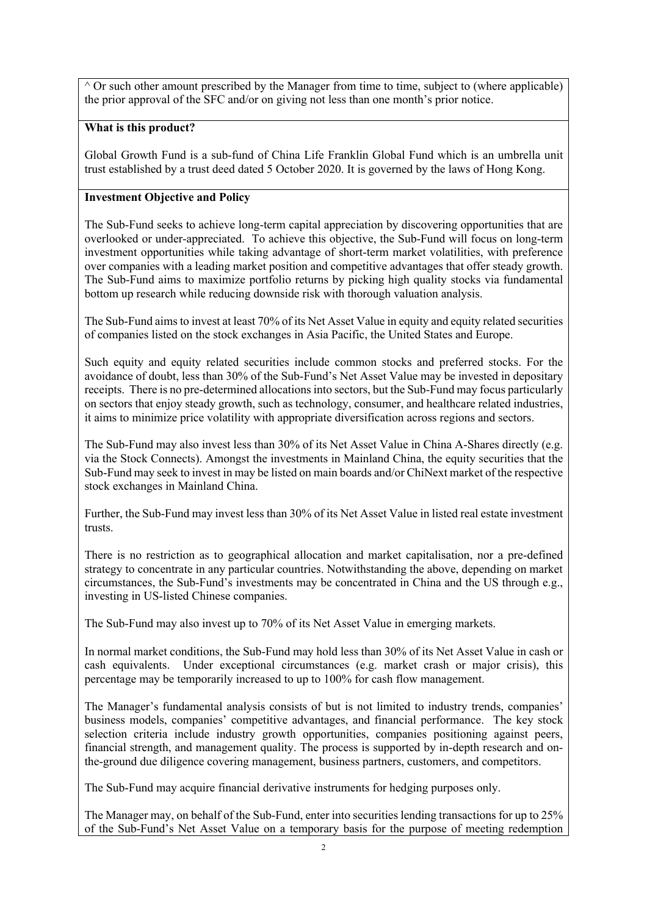^ Or such other amount prescribed by the Manager from time to time, subject to (where applicable) the prior approval of the SFC and/or on giving not less than one month's prior notice.

**What is this product?**

Global Growth Fund is a sub-fund of China Life Franklin Global Fund which is an umbrella unit trust established by a trust deed dated 5 October 2020. It is governed by the laws of Hong Kong.

**Investment Objective and Policy**

The Sub-Fund seeks to achieve long-term capital appreciation by discovering opportunities that are overlooked or under-appreciated. To achieve this objective, the Sub-Fund will focus on long-term investment opportunities while taking advantage of short-term market volatilities, with preference over companies with a leading market position and competitive advantages that offer steady growth. The Sub-Fund aims to maximize portfolio returns by picking high quality stocks via fundamental bottom up research while reducing downside risk with thorough valuation analysis.

The Sub-Fund aims to invest at least 70% of its Net Asset Value in equity and equity related securities of companies listed on the stock exchanges in Asia Pacific, the United States and Europe.

Such equity and equity related securities include common stocks and preferred stocks. For the avoidance of doubt, less than 30% of the Sub-Fund's Net Asset Value may be invested in depositary receipts. There is no pre-determined allocations into sectors, but the Sub-Fund may focus particularly on sectors that enjoy steady growth, such as technology, consumer, and healthcare related industries, it aims to minimize price volatility with appropriate diversification across regions and sectors.

The Sub-Fund may also invest less than 30% of its Net Asset Value in China A-Shares directly (e.g. via the Stock Connects). Amongst the investments in Mainland China, the equity securities that the Sub-Fund may seek to invest in may be listed on main boards and/or ChiNext market of the respective stock exchanges in Mainland China.

Further, the Sub-Fund may invest less than 30% of its Net Asset Value in listed real estate investment trusts.

There is no restriction as to geographical allocation and market capitalisation, nor a pre-defined strategy to concentrate in any particular countries. Notwithstanding the above, depending on market circumstances, the Sub-Fund's investments may be concentrated in China and the US through e.g., investing in US-listed Chinese companies.

The Sub-Fund may also invest up to 70% of its Net Asset Value in emerging markets.

In normal market conditions, the Sub-Fund may hold less than 30% of its Net Asset Value in cash or cash equivalents. Under exceptional circumstances (e.g. market crash or major crisis), this percentage may be temporarily increased to up to 100% for cash flow management.

The Manager's fundamental analysis consists of but is not limited to industry trends, companies' business models, companies' competitive advantages, and financial performance. The key stock selection criteria include industry growth opportunities, companies positioning against peers, financial strength, and management quality. The process is supported by in-depth research and on-the-ground due diligence covering management, business partners, customers, and competitors.

The Sub-Fund may acquire financial derivative instruments for hedging purposes only.

The Manager may, on behalf of the Sub-Fund, enter into securities lending transactions for up to 25% of the Sub-Fund's Net Asset Value on a temporary basis for the purpose of meeting redemption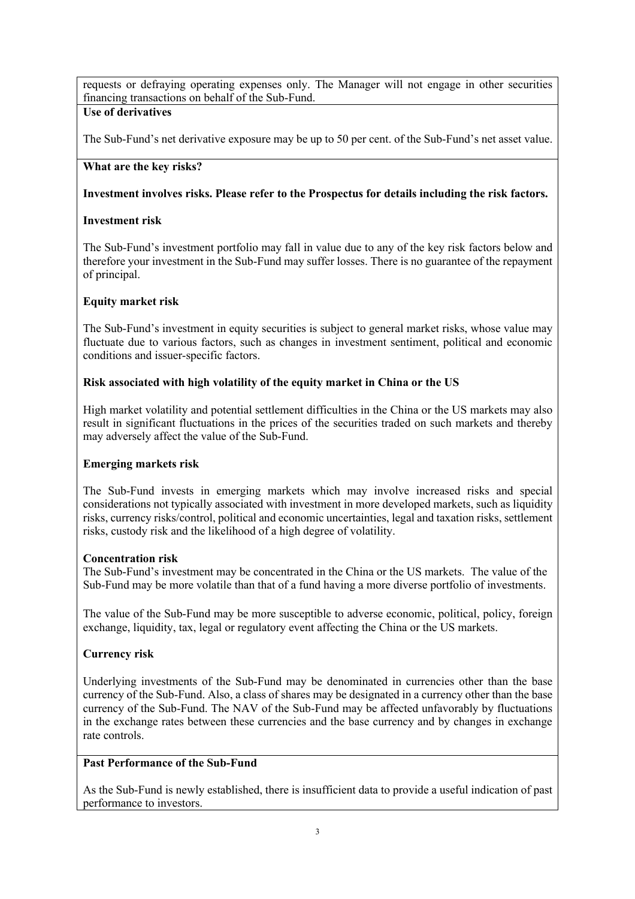requests or defraying operating expenses only. The Manager will not engage in other securities financing transactions on behalf of the Sub-Fund.

**Use of derivatives**

The Sub-Fund's net derivative exposure may be up to 50 per cent. of the Sub-Fund's net asset value.

**What are the key risks?**

**Investment involves risks. Please refer to the Prospectus for details including the risk factors.**

**Investment risk**

The Sub-Fund's investment portfolio may fall in value due to any of the key risk factors below and therefore your investment in the Sub-Fund may suffer losses. There is no guarantee of the repayment of principal.

**Equity market risk**

The Sub-Fund's investment in equity securities is subject to general market risks, whose value may fluctuate due to various factors, such as changes in investment sentiment, political and economic conditions and issuer-specific factors.

**Risk associated with high volatility of the equity market in China or the US**

High market volatility and potential settlement difficulties in the China or the US markets may also result in significant fluctuations in the prices of the securities traded on such markets and thereby may adversely affect the value of the Sub-Fund.

**Emerging markets risk**

The Sub-Fund invests in emerging markets which may involve increased risks and special considerations not typically associated with investment in more developed markets, such as liquidity risks, currency risks/control, political and economic uncertainties, legal and taxation risks, settlement risks, custody risk and the likelihood of a high degree of volatility.

**Concentration risk**

The Sub-Fund's investment may be concentrated in the China or the US markets. The value of the Sub-Fund may be more volatile than that of a fund having a more diverse portfolio of investments.

The value of the Sub-Fund may be more susceptible to adverse economic, political, policy, foreign exchange, liquidity, tax, legal or regulatory event affecting the China or the US markets.

**Currency risk**

Underlying investments of the Sub-Fund may be denominated in currencies other than the base currency of the Sub-Fund. Also, a class of shares may be designated in a currency other than the base currency of the Sub-Fund. The NAV of the Sub-Fund may be affected unfavorably by fluctuations in the exchange rates between these currencies and the base currency and by changes in exchange rate controls.

**Past Performance of the Sub-Fund**

As the Sub-Fund is newly established, there is insufficient data to provide a useful indication of past performance to investors.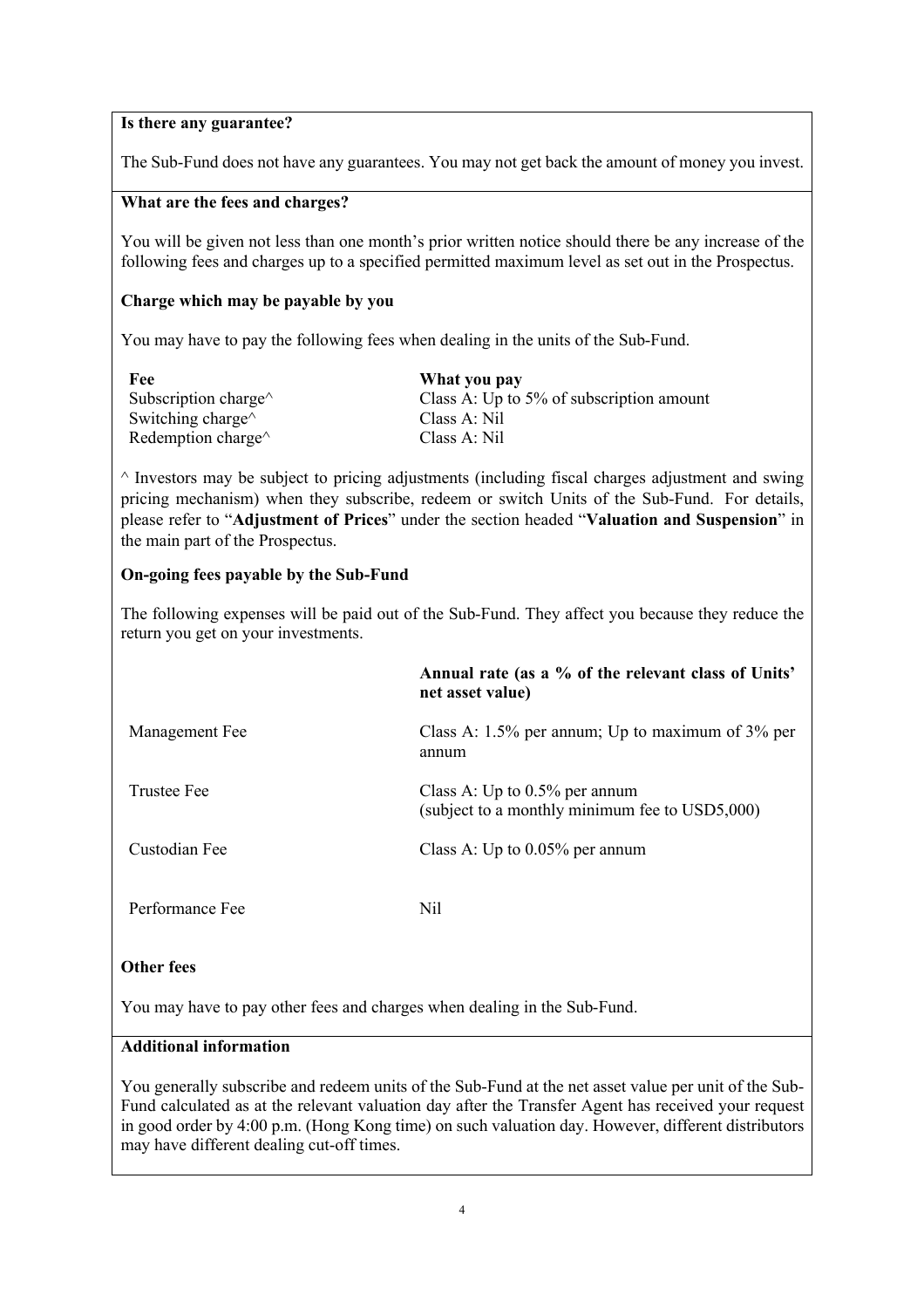**Is there any guarantee?**

The Sub-Fund does not have any guarantees. You may not get back the amount of money you invest.

**What are the fees and charges?**

You will be given not less than one month's prior written notice should there be any increase of the following fees and charges up to a specified permitted maximum level as set out in the Prospectus.

**Charge which may be payable by you**

You may have to pay the following fees when dealing in the units of the Sub-Fund.

| Fee | What you pay |
| --- | --- |
| Subscription charge^ | Class A: Up to 5% of subscription amount |
| Switching charge^ | Class A: Nil |
| Redemption charge^ | Class A: Nil |

^ Investors may be subject to pricing adjustments (including fiscal charges adjustment and swing pricing mechanism) when they subscribe, redeem or switch Units of the Sub-Fund. For details, please refer to "**Adjustment of Prices**" under the section headed "**Valuation and Suspension**" in the main part of the Prospectus.

**On-going fees payable by the Sub-Fund**

The following expenses will be paid out of the Sub-Fund. They affect you because they reduce the return you get on your investments.

| | **Annual rate (as a % of the relevant class of Units' net asset value)** |
| --- | --- |
| Management Fee | Class A: 1.5% per annum; Up to maximum of 3% per annum |
| Trustee Fee | Class A: Up to 0.5% per annum (subject to a monthly minimum fee to USD5,000) |
| Custodian Fee | Class A: Up to 0.05% per annum |
| Performance Fee | Nil |

**Other fees**

You may have to pay other fees and charges when dealing in the Sub-Fund.

**Additional information**

You generally subscribe and redeem units of the Sub-Fund at the net asset value per unit of the Sub-Fund calculated as at the relevant valuation day after the Transfer Agent has received your request in good order by 4:00 p.m. (Hong Kong time) on such valuation day. However, different distributors may have different dealing cut-off times.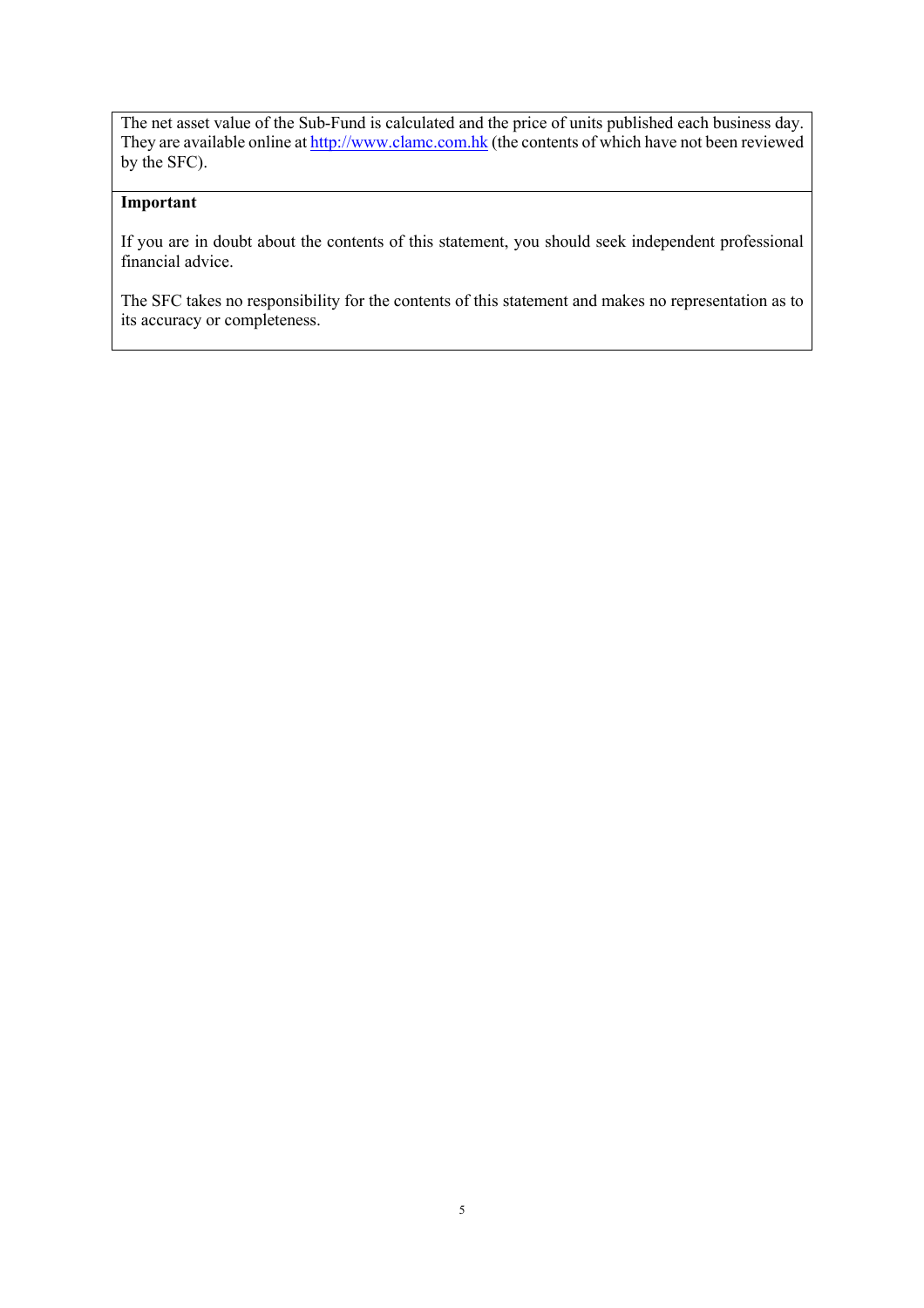The net asset value of the Sub-Fund is calculated and the price of units published each business day. They are available online at http://www.clamc.com.hk (the contents of which have not been reviewed by the SFC).

**Important**

If you are in doubt about the contents of this statement, you should seek independent professional financial advice.

The SFC takes no responsibility for the contents of this statement and makes no representation as to its accuracy or completeness.